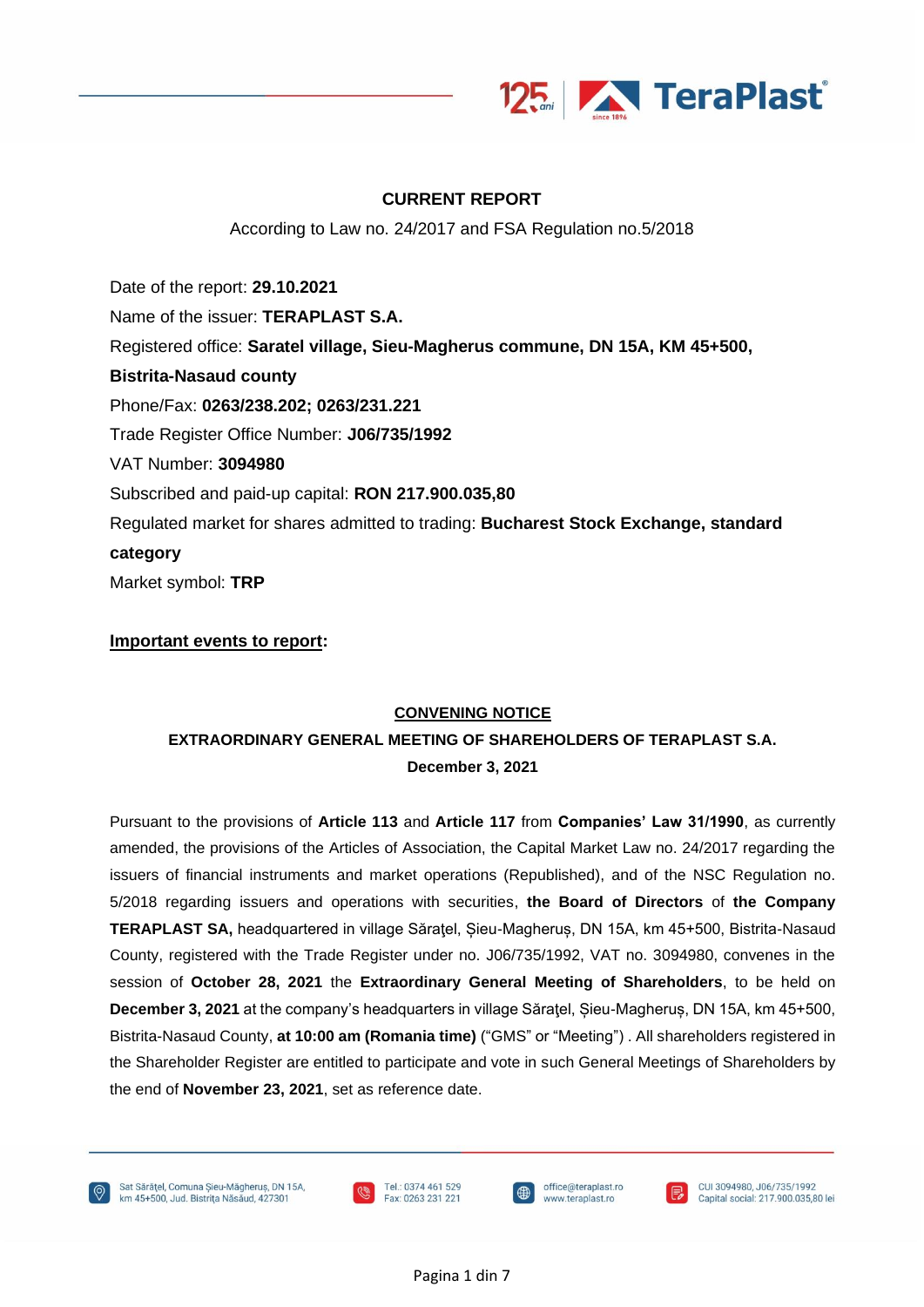## CURRENT REPORT

According to Law no. 24/2017 and FSA Regulation no.5/2018

Date of the report: **29.10.2021**
Name of the issuer: **TERAPLAST S.A.**
Registered office: **Saratel village, Sieu-Magherus commune, DN 15A, KM 45+500, Bistrita-Nasaud county**
Phone/Fax: **0263/238.202; 0263/231.221**
Trade Register Office Number: **J06/735/1992**
VAT Number: **3094980**
Subscribed and paid-up capital: **RON 217.900.035,80**
Regulated market for shares admitted to trading: **Bucharest Stock Exchange, standard category**
Market symbol: **TRP**

**Important events to report:**

### CONVENING NOTICE

### EXTRAORDINARY GENERAL MEETING OF SHAREHOLDERS OF TERAPLAST S.A.

### December 3, 2021

Pursuant to the provisions of **Article 113** and **Article 117** from **Companies' Law 31/1990**, as currently amended, the provisions of the Articles of Association, the Capital Market Law no. 24/2017 regarding the issuers of financial instruments and market operations (Republished), and of the NSC Regulation no. 5/2018 regarding issuers and operations with securities, **the Board of Directors** of **the Company TERAPLAST SA,** headquartered in village Sărațel, Șieu-Măgheruș, DN 15A, km 45+500, Bistrita-Nasaud County, registered with the Trade Register under no. J06/735/1992, VAT no. 3094980, convenes in the session of **October 28, 2021** the **Extraordinary General Meeting of Shareholders**, to be held on **December 3, 2021** at the company's headquarters in village Sărațel, Șieu-Măgheruș, DN 15A, km 45+500, Bistrita-Nasaud County, **at 10:00 am (Romania time)** ("GMS" or "Meeting") . All shareholders registered in the Shareholder Register are entitled to participate and vote in such General Meetings of Shareholders by the end of **November 23, 2021**, set as reference date.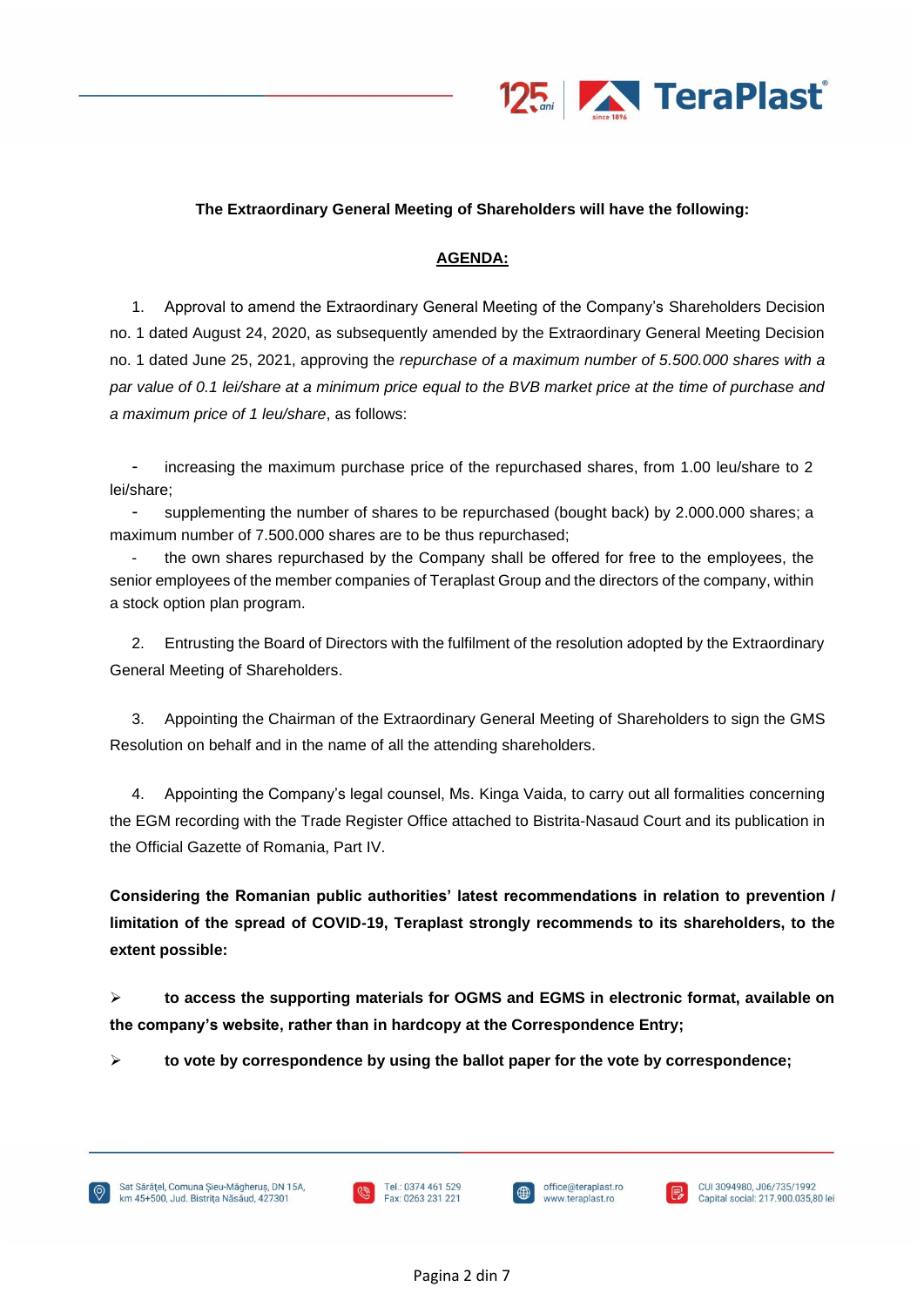**The Extraordinary General Meeting of Shareholders will have the following:**

**AGENDA:**

1. Approval to amend the Extraordinary General Meeting of the Company's Shareholders Decision no. 1 dated August 24, 2020, as subsequently amended by the Extraordinary General Meeting Decision no. 1 dated June 25, 2021, approving the *repurchase of a maximum number of 5.500.000 shares with a par value of 0.1 lei/share at a minimum price equal to the BVB market price at the time of purchase and a maximum price of 1 leu/share*, as follows:

   - increasing the maximum purchase price of the repurchased shares, from 1.00 leu/share to 2 lei/share;
   - supplementing the number of shares to be repurchased (bought back) by 2.000.000 shares; a maximum number of 7.500.000 shares are to be thus repurchased;
   - the own shares repurchased by the Company shall be offered for free to the employees, the senior employees of the member companies of Teraplast Group and the directors of the company, within a stock option plan program.

2. Entrusting the Board of Directors with the fulfilment of the resolution adopted by the Extraordinary General Meeting of Shareholders.

3. Appointing the Chairman of the Extraordinary General Meeting of Shareholders to sign the GMS Resolution on behalf and in the name of all the attending shareholders.

4. Appointing the Company's legal counsel, Ms. Kinga Vaida, to carry out all formalities concerning the EGM recording with the Trade Register Office attached to Bistrita-Nasaud Court and its publication in the Official Gazette of Romania, Part IV.

**Considering the Romanian public authorities' latest recommendations in relation to prevention / limitation of the spread of COVID-19, Teraplast strongly recommends to its shareholders, to the extent possible:**

- **to access the supporting materials for OGMS and EGMS in electronic format, available on the company's website, rather than in hardcopy at the Correspondence Entry;**
- **to vote by correspondence by using the ballot paper for the vote by correspondence;**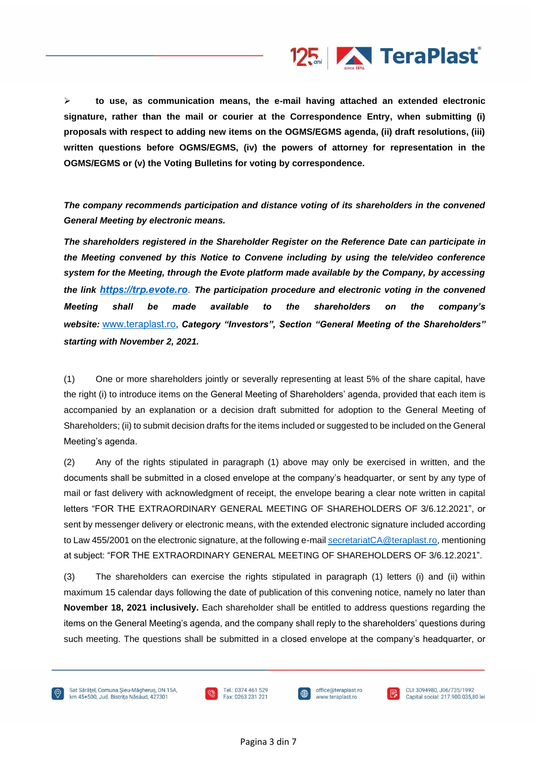- **to use, as communication means, the e-mail having attached an extended electronic signature, rather than the mail or courier at the Correspondence Entry, when submitting (i) proposals with respect to adding new items on the OGMS/EGMS agenda, (ii) draft resolutions, (iii) written questions before OGMS/EGMS, (iv) the powers of attorney for representation in the OGMS/EGMS or (v) the Voting Bulletins for voting by correspondence.**

***The company recommends participation and distance voting of its shareholders in the convened General Meeting by electronic means.***

***The shareholders registered in the Shareholder Register on the Reference Date can participate in the Meeting convened by this Notice to Convene including by using the tele/video conference system for the Meeting, through the Evote platform made available by the Company, by accessing the link [https://trp.evote.ro](https://trp.evote.ro). The participation procedure and electronic voting in the convened Meeting shall be made available to the shareholders on the company's website:*** [www.teraplast.ro](http://www.teraplast.ro)***, Category "Investors", Section "General Meeting of the Shareholders" starting with November 2, 2021.***

(1) One or more shareholders jointly or severally representing at least 5% of the share capital, have the right (i) to introduce items on the General Meeting of Shareholders' agenda, provided that each item is accompanied by an explanation or a decision draft submitted for adoption to the General Meeting of Shareholders; (ii) to submit decision drafts for the items included or suggested to be included on the General Meeting's agenda.

(2) Any of the rights stipulated in paragraph (1) above may only be exercised in written, and the documents shall be submitted in a closed envelope at the company's headquarter, or sent by any type of mail or fast delivery with acknowledgment of receipt, the envelope bearing a clear note written in capital letters "FOR THE EXTRAORDINARY GENERAL MEETING OF SHAREHOLDERS OF 3/6.12.2021", or sent by messenger delivery or electronic means, with the extended electronic signature included according to Law 455/2001 on the electronic signature, at the following e-mail secretariatCA@teraplast.ro, mentioning at subject: "FOR THE EXTRAORDINARY GENERAL MEETING OF SHAREHOLDERS OF 3/6.12.2021".

(3) The shareholders can exercise the rights stipulated in paragraph (1) letters (i) and (ii) within maximum 15 calendar days following the date of publication of this convening notice, namely no later than **November 18, 2021 inclusively.** Each shareholder shall be entitled to address questions regarding the items on the General Meeting's agenda, and the company shall reply to the shareholders' questions during such meeting. The questions shall be submitted in a closed envelope at the company's headquarter, or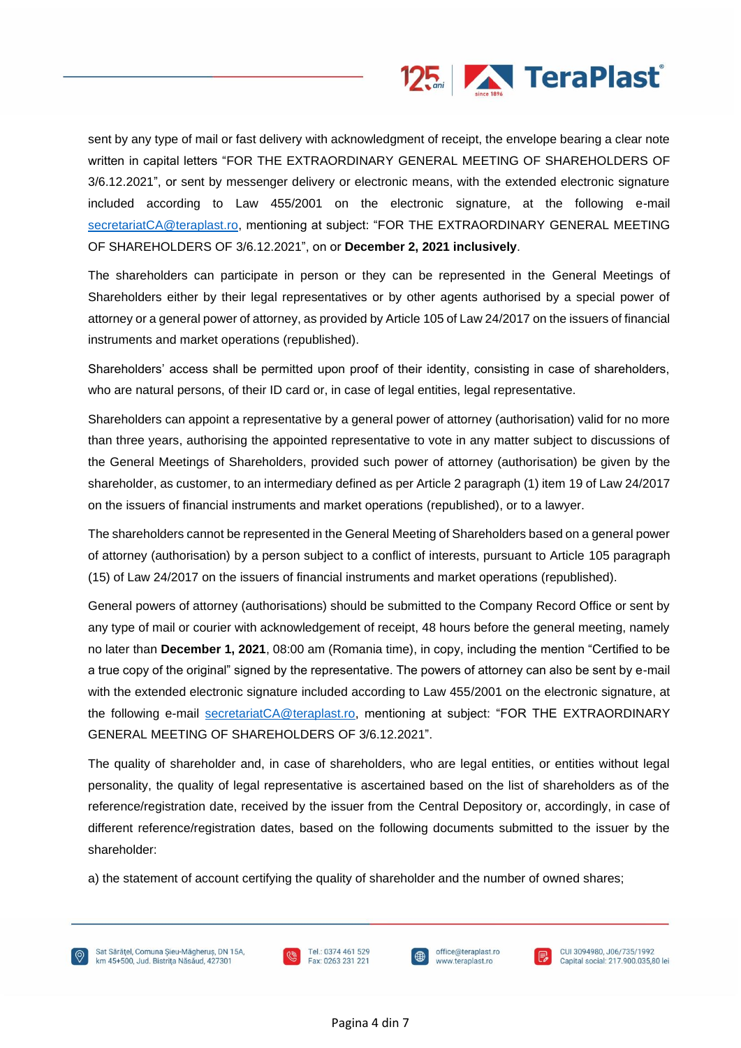sent by any type of mail or fast delivery with acknowledgment of receipt, the envelope bearing a clear note written in capital letters "FOR THE EXTRAORDINARY GENERAL MEETING OF SHAREHOLDERS OF 3/6.12.2021", or sent by messenger delivery or electronic means, with the extended electronic signature included according to Law 455/2001 on the electronic signature, at the following e-mail secretariatCA@teraplast.ro, mentioning at subject: "FOR THE EXTRAORDINARY GENERAL MEETING OF SHAREHOLDERS OF 3/6.12.2021", on or **December 2, 2021 inclusively**.

The shareholders can participate in person or they can be represented in the General Meetings of Shareholders either by their legal representatives or by other agents authorised by a special power of attorney or a general power of attorney, as provided by Article 105 of Law 24/2017 on the issuers of financial instruments and market operations (republished).

Shareholders' access shall be permitted upon proof of their identity, consisting in case of shareholders, who are natural persons, of their ID card or, in case of legal entities, legal representative.

Shareholders can appoint a representative by a general power of attorney (authorisation) valid for no more than three years, authorising the appointed representative to vote in any matter subject to discussions of the General Meetings of Shareholders, provided such power of attorney (authorisation) be given by the shareholder, as customer, to an intermediary defined as per Article 2 paragraph (1) item 19 of Law 24/2017 on the issuers of financial instruments and market operations (republished), or to a lawyer.

The shareholders cannot be represented in the General Meeting of Shareholders based on a general power of attorney (authorisation) by a person subject to a conflict of interests, pursuant to Article 105 paragraph (15) of Law 24/2017 on the issuers of financial instruments and market operations (republished).

General powers of attorney (authorisations) should be submitted to the Company Record Office or sent by any type of mail or courier with acknowledgement of receipt, 48 hours before the general meeting, namely no later than **December 1, 2021**, 08:00 am (Romania time), in copy, including the mention "Certified to be a true copy of the original" signed by the representative. The powers of attorney can also be sent by e-mail with the extended electronic signature included according to Law 455/2001 on the electronic signature, at the following e-mail secretariatCA@teraplast.ro, mentioning at subject: "FOR THE EXTRAORDINARY GENERAL MEETING OF SHAREHOLDERS OF 3/6.12.2021".

The quality of shareholder and, in case of shareholders, who are legal entities, or entities without legal personality, the quality of legal representative is ascertained based on the list of shareholders as of the reference/registration date, received by the issuer from the Central Depository or, accordingly, in case of different reference/registration dates, based on the following documents submitted to the issuer by the shareholder:

a) the statement of account certifying the quality of shareholder and the number of owned shares;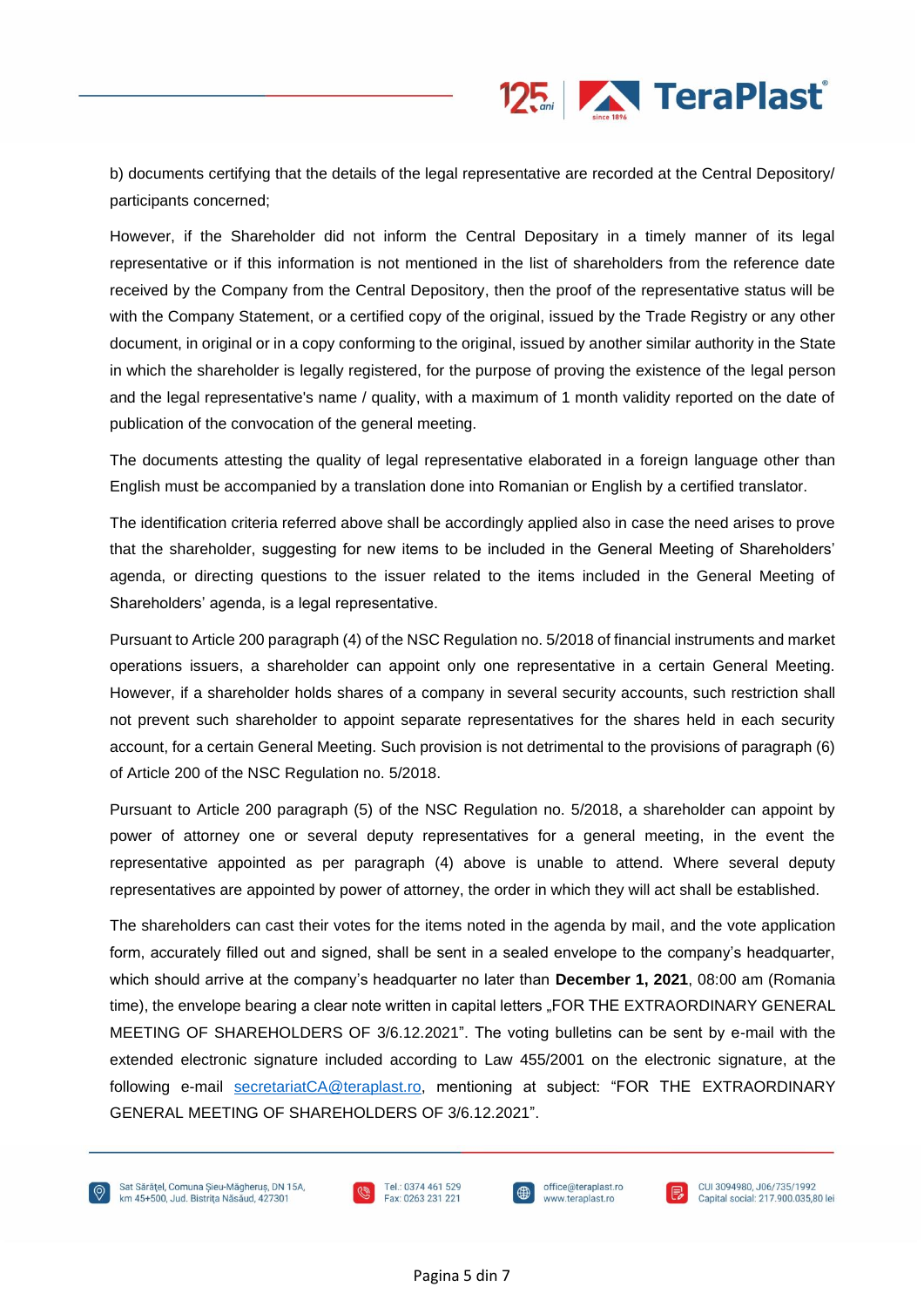b) documents certifying that the details of the legal representative are recorded at the Central Depository/ participants concerned;

However, if the Shareholder did not inform the Central Depositary in a timely manner of its legal representative or if this information is not mentioned in the list of shareholders from the reference date received by the Company from the Central Depository, then the proof of the representative status will be with the Company Statement, or a certified copy of the original, issued by the Trade Registry or any other document, in original or in a copy conforming to the original, issued by another similar authority in the State in which the shareholder is legally registered, for the purpose of proving the existence of the legal person and the legal representative's name / quality, with a maximum of 1 month validity reported on the date of publication of the convocation of the general meeting.

The documents attesting the quality of legal representative elaborated in a foreign language other than English must be accompanied by a translation done into Romanian or English by a certified translator.

The identification criteria referred above shall be accordingly applied also in case the need arises to prove that the shareholder, suggesting for new items to be included in the General Meeting of Shareholders' agenda, or directing questions to the issuer related to the items included in the General Meeting of Shareholders' agenda, is a legal representative.

Pursuant to Article 200 paragraph (4) of the NSC Regulation no. 5/2018 of financial instruments and market operations issuers, a shareholder can appoint only one representative in a certain General Meeting. However, if a shareholder holds shares of a company in several security accounts, such restriction shall not prevent such shareholder to appoint separate representatives for the shares held in each security account, for a certain General Meeting. Such provision is not detrimental to the provisions of paragraph (6) of Article 200 of the NSC Regulation no. 5/2018.

Pursuant to Article 200 paragraph (5) of the NSC Regulation no. 5/2018, a shareholder can appoint by power of attorney one or several deputy representatives for a general meeting, in the event the representative appointed as per paragraph (4) above is unable to attend. Where several deputy representatives are appointed by power of attorney, the order in which they will act shall be established.

The shareholders can cast their votes for the items noted in the agenda by mail, and the vote application form, accurately filled out and signed, shall be sent in a sealed envelope to the company's headquarter, which should arrive at the company's headquarter no later than **December 1, 2021**, 08:00 am (Romania time), the envelope bearing a clear note written in capital letters „FOR THE EXTRAORDINARY GENERAL MEETING OF SHAREHOLDERS OF 3/6.12.2021". The voting bulletins can be sent by e-mail with the extended electronic signature included according to Law 455/2001 on the electronic signature, at the following e-mail secretariatCA@teraplast.ro, mentioning at subject: "FOR THE EXTRAORDINARY GENERAL MEETING OF SHAREHOLDERS OF 3/6.12.2021".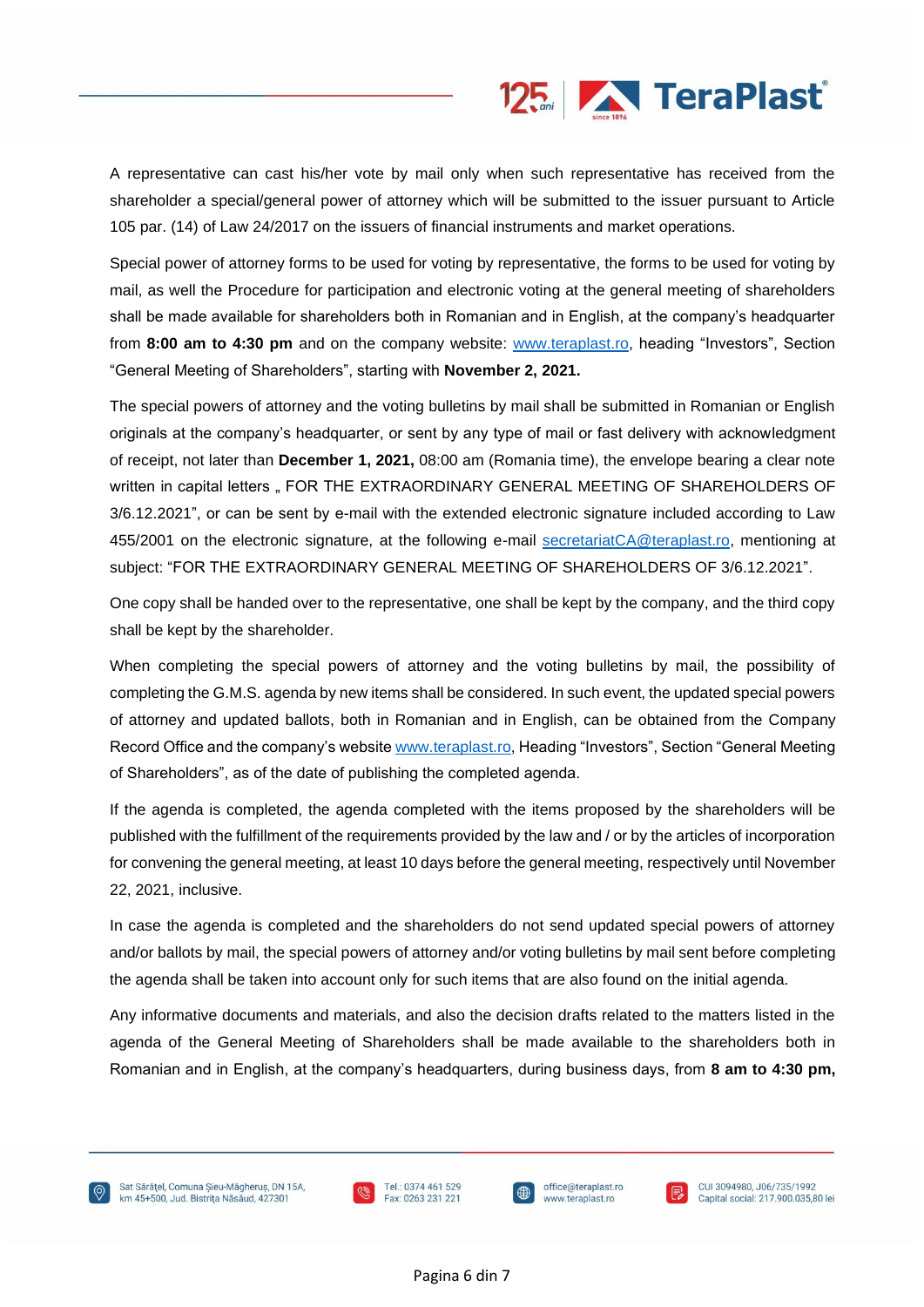A representative can cast his/her vote by mail only when such representative has received from the shareholder a special/general power of attorney which will be submitted to the issuer pursuant to Article 105 par. (14) of Law 24/2017 on the issuers of financial instruments and market operations.

Special power of attorney forms to be used for voting by representative, the forms to be used for voting by mail, as well the Procedure for participation and electronic voting at the general meeting of shareholders shall be made available for shareholders both in Romanian and in English, at the company's headquarter from **8:00 am to 4:30 pm** and on the company website: www.teraplast.ro, heading "Investors", Section "General Meeting of Shareholders", starting with **November 2, 2021.**

The special powers of attorney and the voting bulletins by mail shall be submitted in Romanian or English originals at the company's headquarter, or sent by any type of mail or fast delivery with acknowledgment of receipt, not later than **December 1, 2021,** 08:00 am (Romania time), the envelope bearing a clear note written in capital letters „ FOR THE EXTRAORDINARY GENERAL MEETING OF SHAREHOLDERS OF 3/6.12.2021", or can be sent by e-mail with the extended electronic signature included according to Law 455/2001 on the electronic signature, at the following e-mail secretariatCA@teraplast.ro, mentioning at subject: "FOR THE EXTRAORDINARY GENERAL MEETING OF SHAREHOLDERS OF 3/6.12.2021".

One copy shall be handed over to the representative, one shall be kept by the company, and the third copy shall be kept by the shareholder.

When completing the special powers of attorney and the voting bulletins by mail, the possibility of completing the G.M.S. agenda by new items shall be considered. In such event, the updated special powers of attorney and updated ballots, both in Romanian and in English, can be obtained from the Company Record Office and the company's website www.teraplast.ro, Heading "Investors", Section "General Meeting of Shareholders", as of the date of publishing the completed agenda.

If the agenda is completed, the agenda completed with the items proposed by the shareholders will be published with the fulfillment of the requirements provided by the law and / or by the articles of incorporation for convening the general meeting, at least 10 days before the general meeting, respectively until November 22, 2021, inclusive.

In case the agenda is completed and the shareholders do not send updated special powers of attorney and/or ballots by mail, the special powers of attorney and/or voting bulletins by mail sent before completing the agenda shall be taken into account only for such items that are also found on the initial agenda.

Any informative documents and materials, and also the decision drafts related to the matters listed in the agenda of the General Meeting of Shareholders shall be made available to the shareholders both in Romanian and in English, at the company's headquarters, during business days, from **8 am to 4:30 pm,**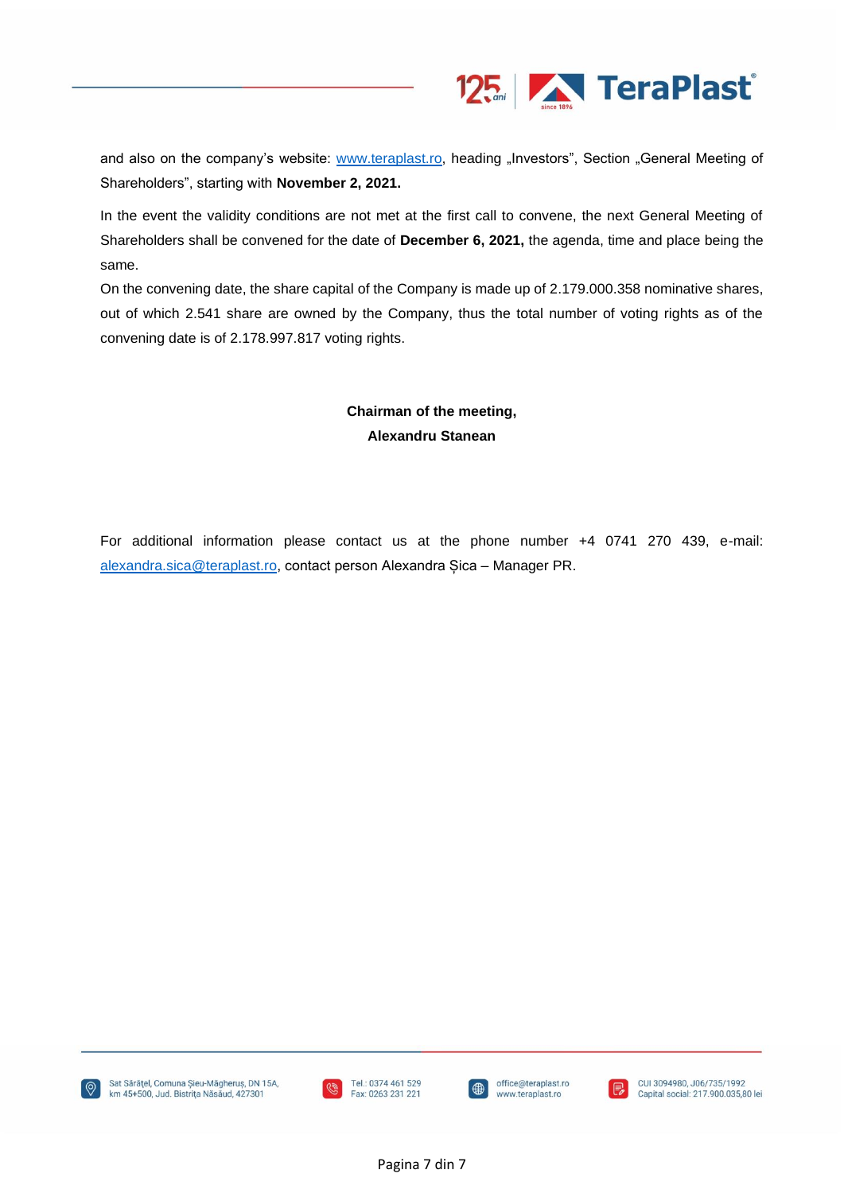and also on the company's website: www.teraplast.ro, heading „Investors", Section „General Meeting of Shareholders", starting with **November 2, 2021.**

In the event the validity conditions are not met at the first call to convene, the next General Meeting of Shareholders shall be convened for the date of **December 6, 2021,** the agenda, time and place being the same.

On the convening date, the share capital of the Company is made up of 2.179.000.358 nominative shares, out of which 2.541 share are owned by the Company, thus the total number of voting rights as of the convening date is of 2.178.997.817 voting rights.

**Chairman of the meeting,**
**Alexandru Stanean**

For additional information please contact us at the phone number +4 0741 270 439, e-mail: alexandra.sica@teraplast.ro, contact person Alexandra Șica – Manager PR.